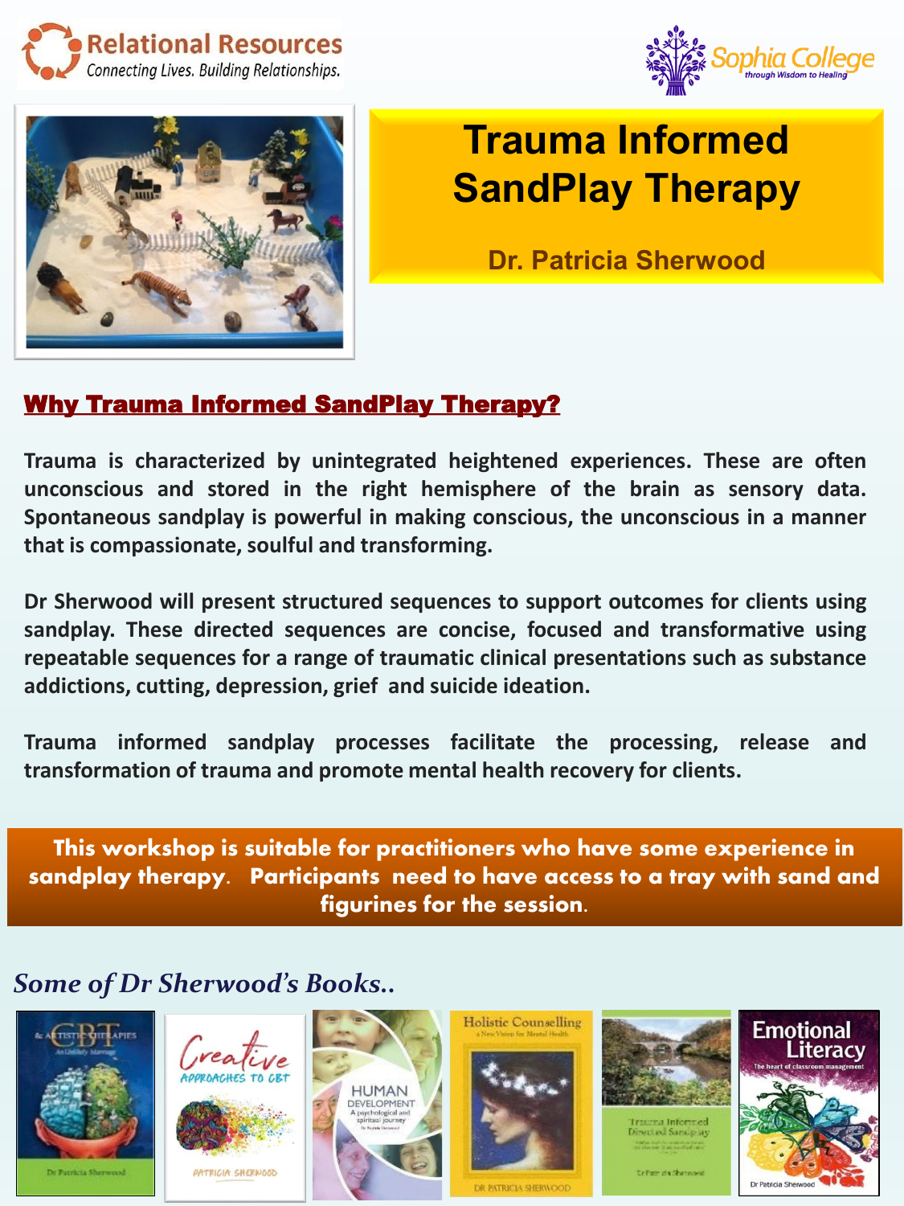Relational Resources
*Connecting Lives. Building Relationships.*

Sophia College
*through Wisdom to Healing*

# Trauma Informed SandPlay Therapy

**Dr. Patricia Sherwood**

## Why Trauma Informed SandPlay Therapy?

**Trauma is characterized by unintegrated heightened experiences. These are often unconscious and stored in the right hemisphere of the brain as sensory data. Spontaneous sandplay is powerful in making conscious, the unconscious in a manner that is compassionate, soulful and transforming.**

**Dr Sherwood will present structured sequences to support outcomes for clients using sandplay. These directed sequences are concise, focused and transformative using repeatable sequences for a range of traumatic clinical presentations such as substance addictions, cutting, depression, grief and suicide ideation.**

**Trauma informed sandplay processes facilitate the processing, release and transformation of trauma and promote mental health recovery for clients.**

**This workshop is suitable for practitioners who have some experience in sandplay therapy. Participants need to have access to a tray with sand and figurines for the session.**

### *Some of Dr Sherwood's Books..*

- CBT & Artistic Therapies – An Unlikely Marriage – Dr Patricia Sherwood
- Creative Approaches to CBT – Patricia Sherwood
- Human Development – A psychological and spiritual journey – Dr Patricia Sherwood
- Holistic Counselling – a New Vision for Mental Health – Dr Patricia Sherwood
- Trauma Informed Directed Sandplay – Dr Patricia Sherwood
- Emotional Literacy – The heart of classroom management – Dr Patricia Sherwood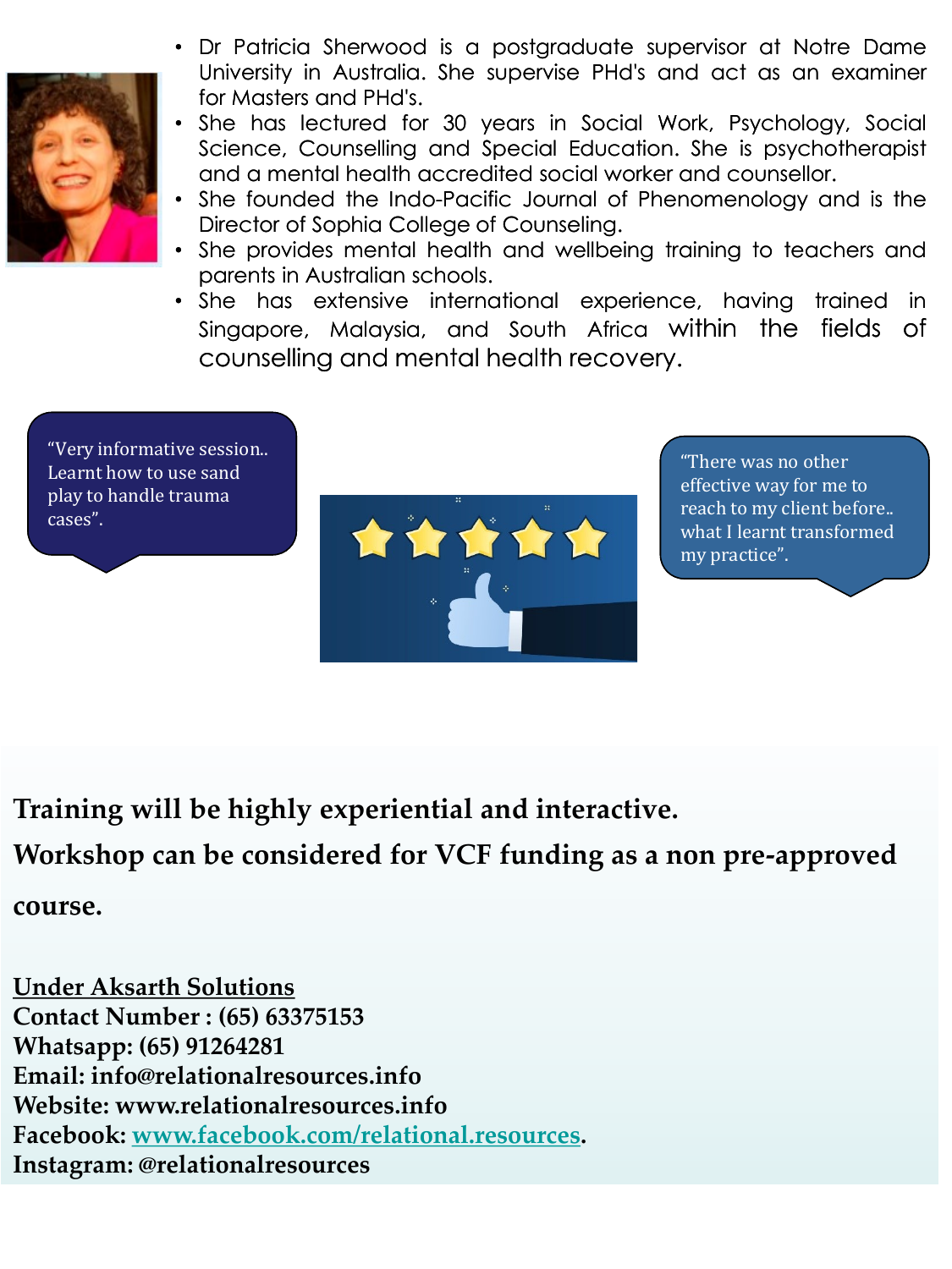- Dr Patricia Sherwood is a postgraduate supervisor at Notre Dame University in Australia. She supervise PHd's and act as an examiner for Masters and PHd's.
- She has lectured for 30 years in Social Work, Psychology, Social Science, Counselling and Special Education. She is psychotherapist and a mental health accredited social worker and counsellor.
- She founded the Indo-Pacific Journal of Phenomenology and is the Director of Sophia College of Counseling.
- She provides mental health and wellbeing training to teachers and parents in Australian schools.
- She has extensive international experience, having trained in Singapore, Malaysia, and South Africa within the fields of counselling and mental health recovery.

"Very informative session.. Learnt how to use sand play to handle trauma cases".

"There was no other effective way for me to reach to my client before.. what I learnt transformed my practice".

**Training will be highly experiential and interactive.**

**Workshop can be considered for VCF funding as a non pre-approved course.**

**<u>Under Aksarth Solutions</u>**
**Contact Number : (65) 63375153**
**Whatsapp: (65) 91264281**
**Email: info@relationalresources.info**
**Website: www.relationalresources.info**
**Facebook: www.facebook.com/relational.resources.**
**Instagram: @relationalresources**